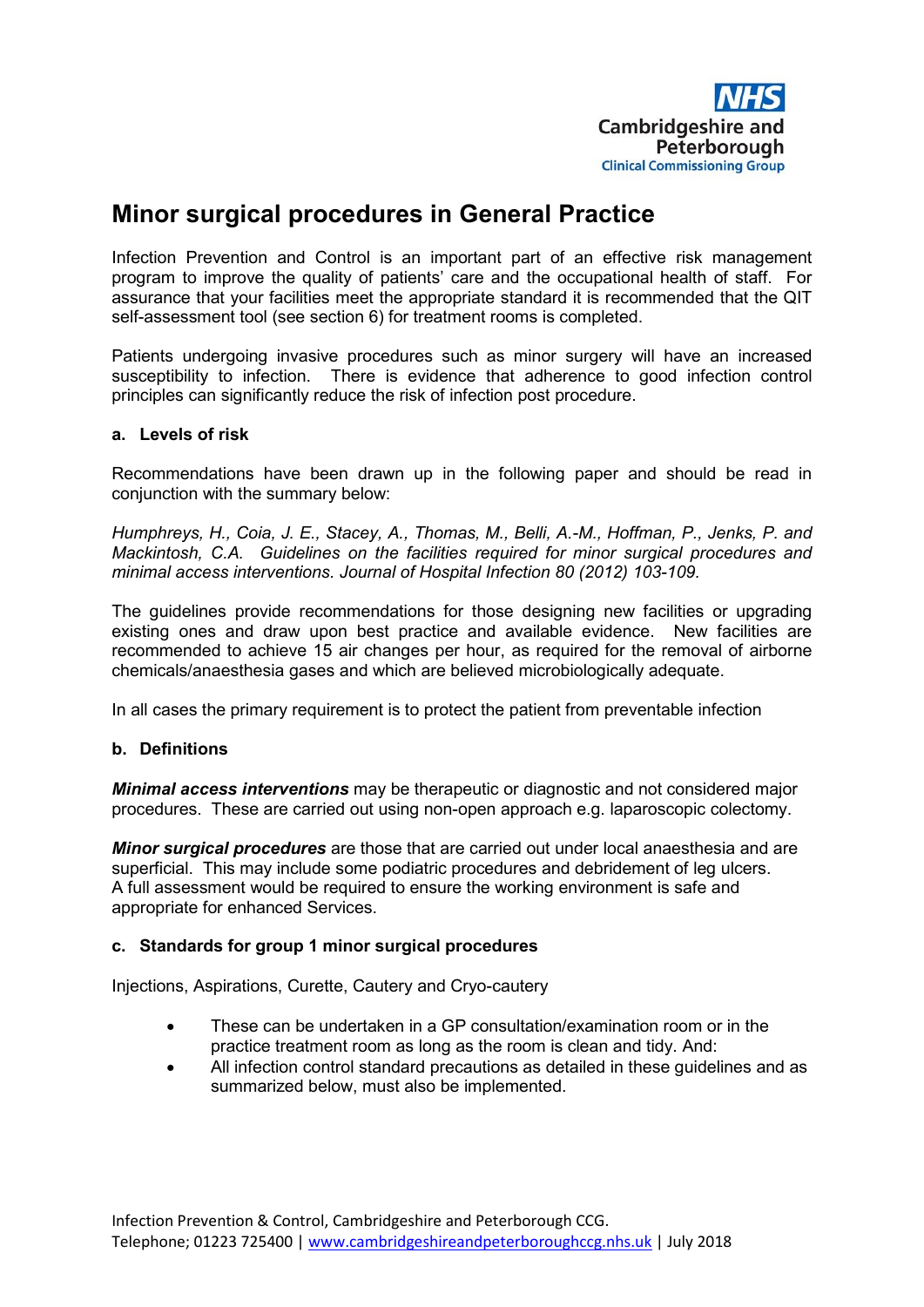# Minor surgical procedures in General Practice

Infection Prevention and Control is an important part of an effective risk management program to improve the quality of patients' care and the occupational health of staff. For assurance that your facilities meet the appropriate standard it is recommended that the QIT self-assessment tool (see section 6) for treatment rooms is completed.

Patients undergoing invasive procedures such as minor surgery will have an increased susceptibility to infection. There is evidence that adherence to good infection control principles can significantly reduce the risk of infection post procedure.

### a. Levels of risk

Recommendations have been drawn up in the following paper and should be read in conjunction with the summary below:

*Humphreys, H., Coia, J. E., Stacey, A., Thomas, M., Belli, A.-M., Hoffman, P., Jenks, P. and Mackintosh, C.A. Guidelines on the facilities required for minor surgical procedures and minimal access interventions. Journal of Hospital Infection 80 (2012) 103-109.*

The guidelines provide recommendations for those designing new facilities or upgrading existing ones and draw upon best practice and available evidence. New facilities are recommended to achieve 15 air changes per hour, as required for the removal of airborne chemicals/anaesthesia gases and which are believed microbiologically adequate.

In all cases the primary requirement is to protect the patient from preventable infection

### b. Definitions

***Minimal access interventions*** may be therapeutic or diagnostic and not considered major procedures. These are carried out using non-open approach e.g. laparoscopic colectomy.

***Minor surgical procedures*** are those that are carried out under local anaesthesia and are superficial. This may include some podiatric procedures and debridement of leg ulcers. A full assessment would be required to ensure the working environment is safe and appropriate for enhanced Services.

### c. Standards for group 1 minor surgical procedures

Injections, Aspirations, Curette, Cautery and Cryo-cautery

- These can be undertaken in a GP consultation/examination room or in the practice treatment room as long as the room is clean and tidy. And:
- All infection control standard precautions as detailed in these guidelines and as summarized below, must also be implemented.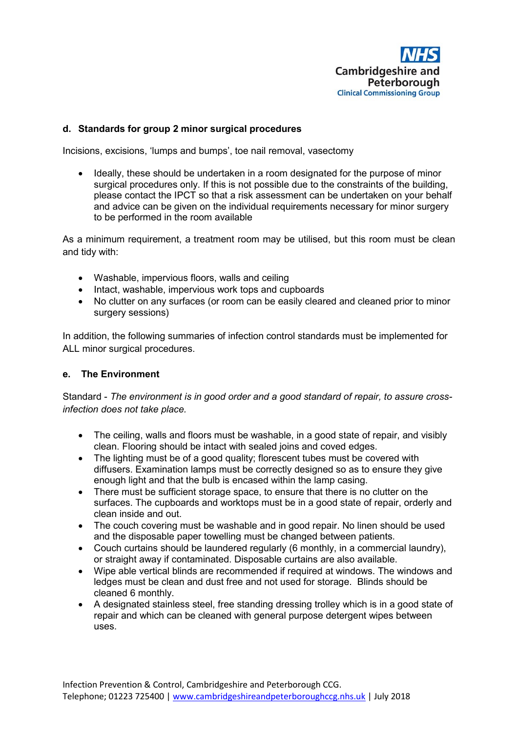### d. Standards for group 2 minor surgical procedures

Incisions, excisions, 'lumps and bumps', toe nail removal, vasectomy

- Ideally, these should be undertaken in a room designated for the purpose of minor surgical procedures only. If this is not possible due to the constraints of the building, please contact the IPCT so that a risk assessment can be undertaken on your behalf and advice can be given on the individual requirements necessary for minor surgery to be performed in the room available

As a minimum requirement, a treatment room may be utilised, but this room must be clean and tidy with:

- Washable, impervious floors, walls and ceiling
- Intact, washable, impervious work tops and cupboards
- No clutter on any surfaces (or room can be easily cleared and cleaned prior to minor surgery sessions)

In addition, the following summaries of infection control standards must be implemented for ALL minor surgical procedures.

### e. The Environment

Standard - *The environment is in good order and a good standard of repair, to assure cross-infection does not take place.*

- The ceiling, walls and floors must be washable, in a good state of repair, and visibly clean. Flooring should be intact with sealed joins and coved edges.
- The lighting must be of a good quality; florescent tubes must be covered with diffusers. Examination lamps must be correctly designed so as to ensure they give enough light and that the bulb is encased within the lamp casing.
- There must be sufficient storage space, to ensure that there is no clutter on the surfaces. The cupboards and worktops must be in a good state of repair, orderly and clean inside and out.
- The couch covering must be washable and in good repair. No linen should be used and the disposable paper towelling must be changed between patients.
- Couch curtains should be laundered regularly (6 monthly, in a commercial laundry), or straight away if contaminated. Disposable curtains are also available.
- Wipe able vertical blinds are recommended if required at windows. The windows and ledges must be clean and dust free and not used for storage. Blinds should be cleaned 6 monthly.
- A designated stainless steel, free standing dressing trolley which is in a good state of repair and which can be cleaned with general purpose detergent wipes between uses.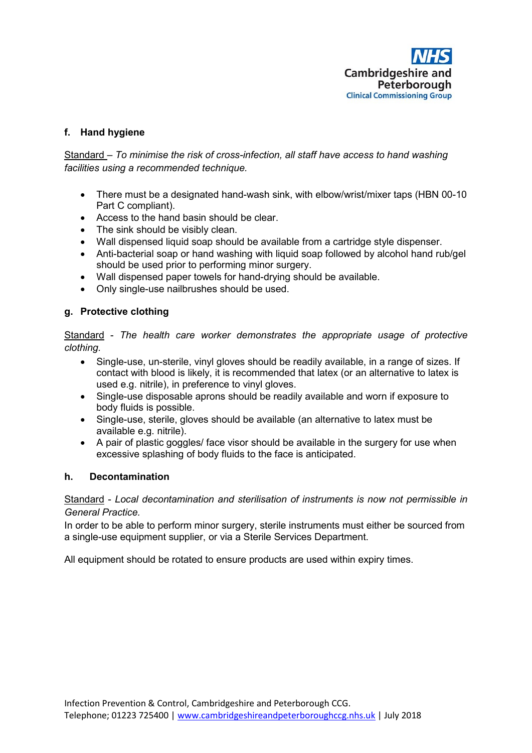### f. Hand hygiene

Standard – *To minimise the risk of cross-infection, all staff have access to hand washing facilities using a recommended technique.*

- There must be a designated hand-wash sink, with elbow/wrist/mixer taps (HBN 00-10 Part C compliant).
- Access to the hand basin should be clear.
- The sink should be visibly clean.
- Wall dispensed liquid soap should be available from a cartridge style dispenser.
- Anti-bacterial soap or hand washing with liquid soap followed by alcohol hand rub/gel should be used prior to performing minor surgery.
- Wall dispensed paper towels for hand-drying should be available.
- Only single-use nailbrushes should be used.

### g. Protective clothing

Standard - *The health care worker demonstrates the appropriate usage of protective clothing.*

- Single-use, un-sterile, vinyl gloves should be readily available, in a range of sizes. If contact with blood is likely, it is recommended that latex (or an alternative to latex is used e.g. nitrile), in preference to vinyl gloves.
- Single-use disposable aprons should be readily available and worn if exposure to body fluids is possible.
- Single-use, sterile, gloves should be available (an alternative to latex must be available e.g. nitrile).
- A pair of plastic goggles/ face visor should be available in the surgery for use when excessive splashing of body fluids to the face is anticipated.

### h. Decontamination

Standard - *Local decontamination and sterilisation of instruments is now not permissible in General Practice.*

In order to be able to perform minor surgery, sterile instruments must either be sourced from a single-use equipment supplier, or via a Sterile Services Department.

All equipment should be rotated to ensure products are used within expiry times.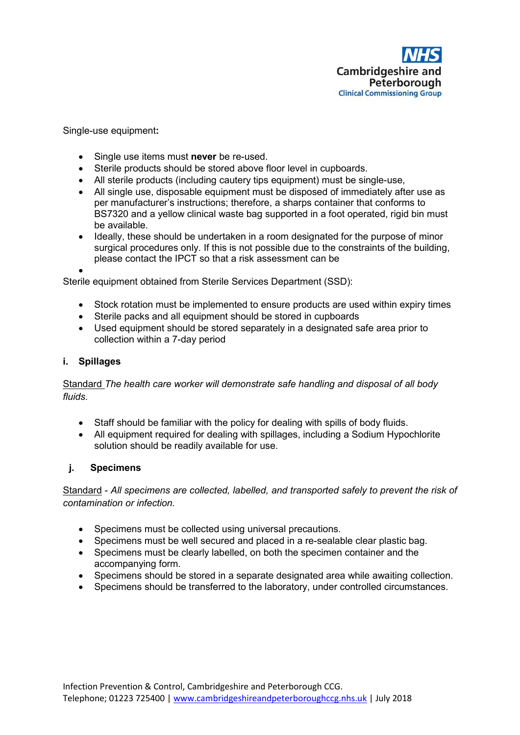Single-use equipment**:**

- Single use items must **never** be re-used.
- Sterile products should be stored above floor level in cupboards.
- All sterile products (including cautery tips equipment) must be single-use,
- All single use, disposable equipment must be disposed of immediately after use as per manufacturer's instructions; therefore, a sharps container that conforms to BS7320 and a yellow clinical waste bag supported in a foot operated, rigid bin must be available.
- Ideally, these should be undertaken in a room designated for the purpose of minor surgical procedures only. If this is not possible due to the constraints of the building, please contact the IPCT so that a risk assessment can be
-

Sterile equipment obtained from Sterile Services Department (SSD):

- Stock rotation must be implemented to ensure products are used within expiry times
- Sterile packs and all equipment should be stored in cupboards
- Used equipment should be stored separately in a designated safe area prior to collection within a 7-day period

**i. Spillages**

Standard *The health care worker will demonstrate safe handling and disposal of all body fluids.*

- Staff should be familiar with the policy for dealing with spills of body fluids.
- All equipment required for dealing with spillages, including a Sodium Hypochlorite solution should be readily available for use.

**j. Specimens**

Standard - *All specimens are collected, labelled, and transported safely to prevent the risk of contamination or infection.*

- Specimens must be collected using universal precautions.
- Specimens must be well secured and placed in a re-sealable clear plastic bag.
- Specimens must be clearly labelled, on both the specimen container and the accompanying form.
- Specimens should be stored in a separate designated area while awaiting collection.
- Specimens should be transferred to the laboratory, under controlled circumstances.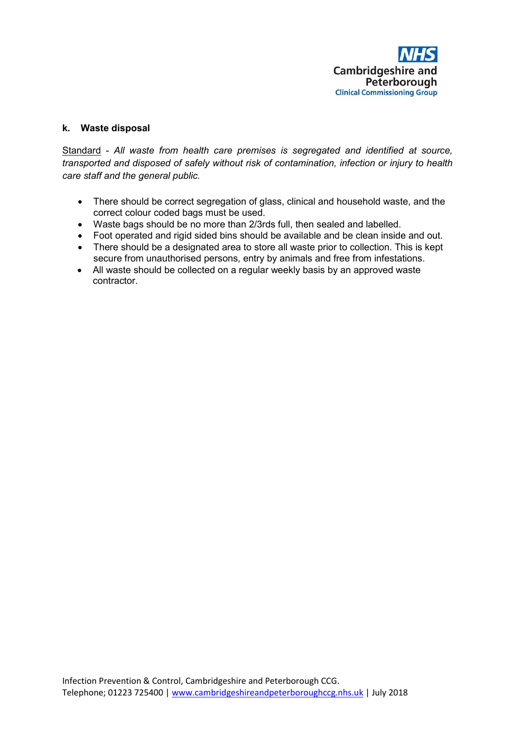### k. Waste disposal

<u>Standard</u> - *All waste from health care premises is segregated and identified at source, transported and disposed of safely without risk of contamination, infection or injury to health care staff and the general public.*

- There should be correct segregation of glass, clinical and household waste, and the correct colour coded bags must be used.
- Waste bags should be no more than 2/3rds full, then sealed and labelled.
- Foot operated and rigid sided bins should be available and be clean inside and out.
- There should be a designated area to store all waste prior to collection. This is kept secure from unauthorised persons, entry by animals and free from infestations.
- All waste should be collected on a regular weekly basis by an approved waste contractor.